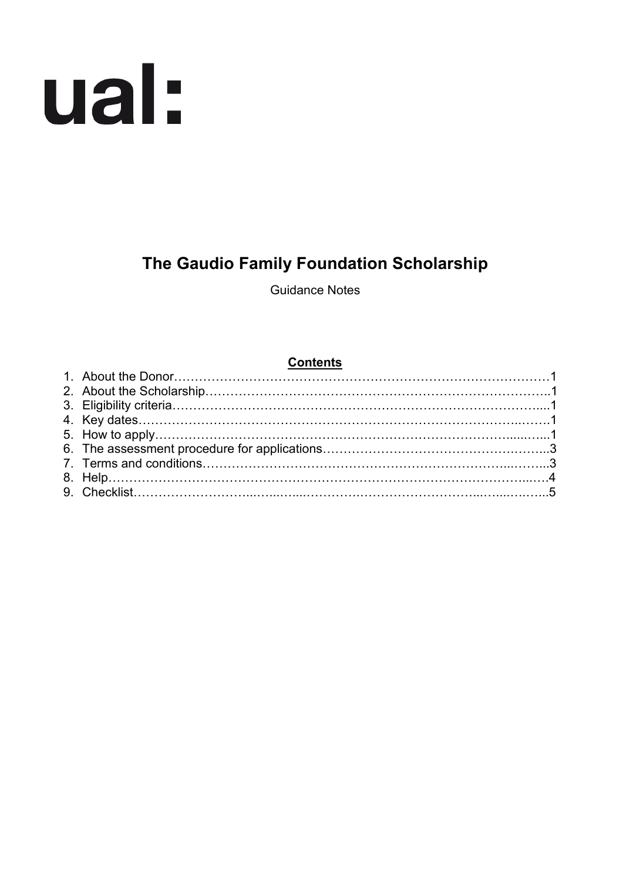ual:

# The Gaudio Family Foundation Scholarship

Guidance Notes

**Contents**

1. About the Donor……………………………………………………………………………1
2. About the Scholarship………………………………………………………………………..1
3. Eligibility criteria…………………………………………………………………………….....1
4. Key dates………………………………………………………………………………..……1
5. How to apply……………………………………………………………………….......…...1
6. The assessment procedure for applications…………………………………………….…...3
7. Terms and conditions……………………………………………………………….....……...3
8. Help…………………………………………………………………………………………...….4
9. Checklist………………………...….....…...………….………………………..…....….…...5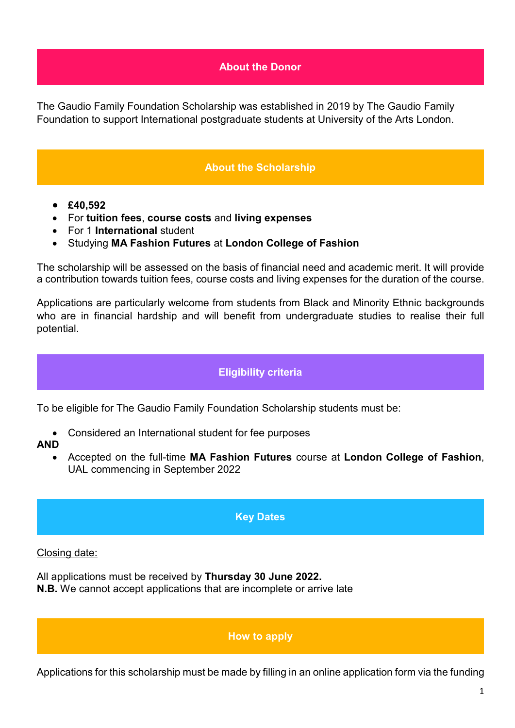## About the Donor

The Gaudio Family Foundation Scholarship was established in 2019 by The Gaudio Family Foundation to support International postgraduate students at University of the Arts London.

## About the Scholarship

- **£40,592**
- For **tuition fees**, **course costs** and **living expenses**
- For 1 **International** student
- Studying **MA Fashion Futures** at **London College of Fashion**

The scholarship will be assessed on the basis of financial need and academic merit. It will provide a contribution towards tuition fees, course costs and living expenses for the duration of the course.

Applications are particularly welcome from students from Black and Minority Ethnic backgrounds who are in financial hardship and will benefit from undergraduate studies to realise their full potential.

## Eligibility criteria

To be eligible for The Gaudio Family Foundation Scholarship students must be:

- Considered an International student for fee purposes

**AND**

- Accepted on the full-time **MA Fashion Futures** course at **London College of Fashion**, UAL commencing in September 2022

## Key Dates

Closing date:

All applications must be received by **Thursday 30 June 2022.**
**N.B.** We cannot accept applications that are incomplete or arrive late

## How to apply

Applications for this scholarship must be made by filling in an online application form via the funding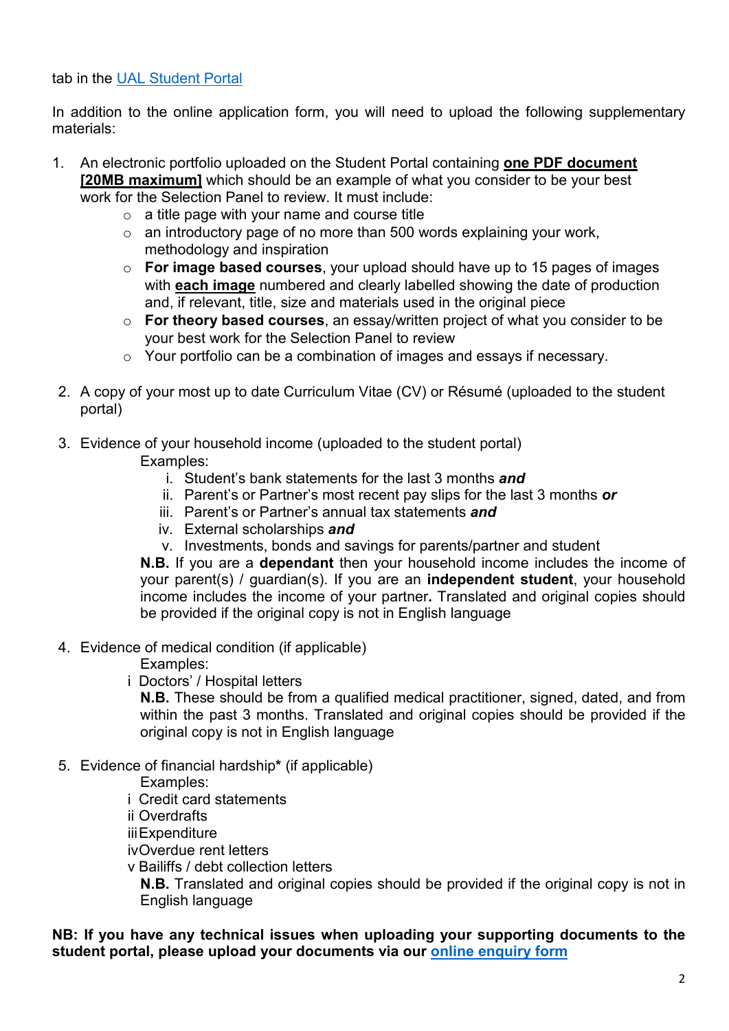tab in the [UAL Student Portal]

In addition to the online application form, you will need to upload the following supplementary materials:

1. An electronic portfolio uploaded on the Student Portal containing **one PDF document [20MB maximum]** which should be an example of what you consider to be your best work for the Selection Panel to review. It must include:
   - a title page with your name and course title
   - an introductory page of no more than 500 words explaining your work, methodology and inspiration
   - **For image based courses**, your upload should have up to 15 pages of images with **each image** numbered and clearly labelled showing the date of production and, if relevant, title, size and materials used in the original piece
   - **For theory based courses**, an essay/written project of what you consider to be your best work for the Selection Panel to review
   - Your portfolio can be a combination of images and essays if necessary.

2. A copy of your most up to date Curriculum Vitae (CV) or Résumé (uploaded to the student portal)

3. Evidence of your household income (uploaded to the student portal)

   Examples:

   i. Student's bank statements for the last 3 months ***and***
   ii. Parent's or Partner's most recent pay slips for the last 3 months ***or***
   iii. Parent's or Partner's annual tax statements ***and***
   iv. External scholarships ***and***
   v. Investments, bonds and savings for parents/partner and student

   **N.B.** If you are a **dependant** then your household income includes the income of your parent(s) / guardian(s). If you are an **independent student**, your household income includes the income of your partner**.** Translated and original copies should be provided if the original copy is not in English language

4. Evidence of medical condition (if applicable)

   Examples:

   i Doctors' / Hospital letters

   **N.B.** These should be from a qualified medical practitioner, signed, dated, and from within the past 3 months. Translated and original copies should be provided if the original copy is not in English language

5. Evidence of financial hardship**\*** (if applicable)

   Examples:

   i Credit card statements
   ii Overdrafts
   iii Expenditure
   iv Overdue rent letters
   v Bailiffs / debt collection letters

   **N.B.** Translated and original copies should be provided if the original copy is not in English language

**NB: If you have any technical issues when uploading your supporting documents to the student portal, please upload your documents via our [online enquiry form]**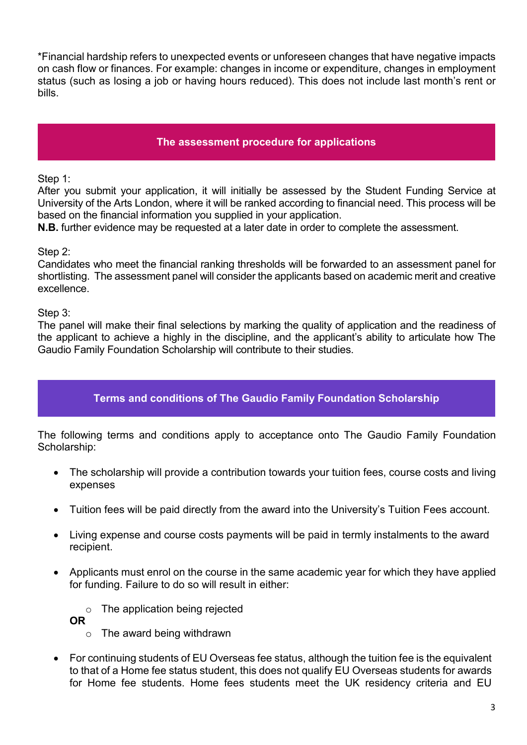*Financial hardship refers to unexpected events or unforeseen changes that have negative impacts on cash flow or finances. For example: changes in income or expenditure, changes in employment status (such as losing a job or having hours reduced). This does not include last month's rent or bills.

## The assessment procedure for applications

Step 1:
After you submit your application, it will initially be assessed by the Student Funding Service at University of the Arts London, where it will be ranked according to financial need. This process will be based on the financial information you supplied in your application.
**N.B.** further evidence may be requested at a later date in order to complete the assessment.

Step 2:
Candidates who meet the financial ranking thresholds will be forwarded to an assessment panel for shortlisting. The assessment panel will consider the applicants based on academic merit and creative excellence.

Step 3:
The panel will make their final selections by marking the quality of application and the readiness of the applicant to achieve a highly in the discipline, and the applicant's ability to articulate how The Gaudio Family Foundation Scholarship will contribute to their studies.

## Terms and conditions of The Gaudio Family Foundation Scholarship

The following terms and conditions apply to acceptance onto The Gaudio Family Foundation Scholarship:

- The scholarship will provide a contribution towards your tuition fees, course costs and living expenses
- Tuition fees will be paid directly from the award into the University's Tuition Fees account.
- Living expense and course costs payments will be paid in termly instalments to the award recipient.
- Applicants must enrol on the course in the same academic year for which they have applied for funding. Failure to do so will result in either:
  - The application being rejected

  **OR**
  - The award being withdrawn
- For continuing students of EU Overseas fee status, although the tuition fee is the equivalent to that of a Home fee status student, this does not qualify EU Overseas students for awards for Home fee students. Home fees students meet the UK residency criteria and EU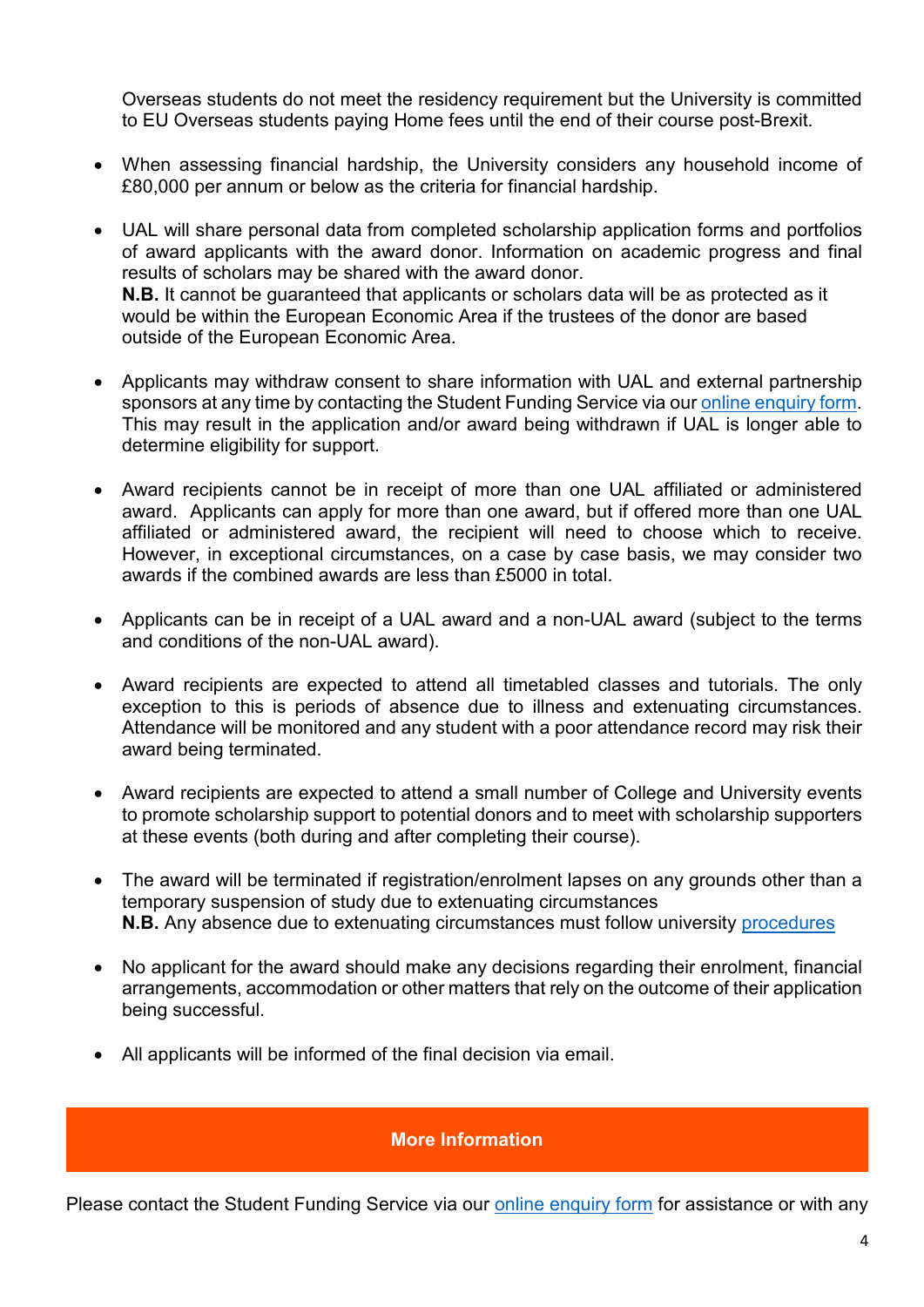Overseas students do not meet the residency requirement but the University is committed to EU Overseas students paying Home fees until the end of their course post-Brexit.

- When assessing financial hardship, the University considers any household income of £80,000 per annum or below as the criteria for financial hardship.

- UAL will share personal data from completed scholarship application forms and portfolios of award applicants with the award donor. Information on academic progress and final results of scholars may be shared with the award donor.
  **N.B.** It cannot be guaranteed that applicants or scholars data will be as protected as it would be within the European Economic Area if the trustees of the donor are based outside of the European Economic Area.

- Applicants may withdraw consent to share information with UAL and external partnership sponsors at any time by contacting the Student Funding Service via our online enquiry form. This may result in the application and/or award being withdrawn if UAL is longer able to determine eligibility for support.

- Award recipients cannot be in receipt of more than one UAL affiliated or administered award. Applicants can apply for more than one award, but if offered more than one UAL affiliated or administered award, the recipient will need to choose which to receive. However, in exceptional circumstances, on a case by case basis, we may consider two awards if the combined awards are less than £5000 in total.

- Applicants can be in receipt of a UAL award and a non-UAL award (subject to the terms and conditions of the non-UAL award).

- Award recipients are expected to attend all timetabled classes and tutorials. The only exception to this is periods of absence due to illness and extenuating circumstances. Attendance will be monitored and any student with a poor attendance record may risk their award being terminated.

- Award recipients are expected to attend a small number of College and University events to promote scholarship support to potential donors and to meet with scholarship supporters at these events (both during and after completing their course).

- The award will be terminated if registration/enrolment lapses on any grounds other than a temporary suspension of study due to extenuating circumstances
  **N.B.** Any absence due to extenuating circumstances must follow university procedures

- No applicant for the award should make any decisions regarding their enrolment, financial arrangements, accommodation or other matters that rely on the outcome of their application being successful.

- All applicants will be informed of the final decision via email.

## More Information

Please contact the Student Funding Service via our online enquiry form for assistance or with any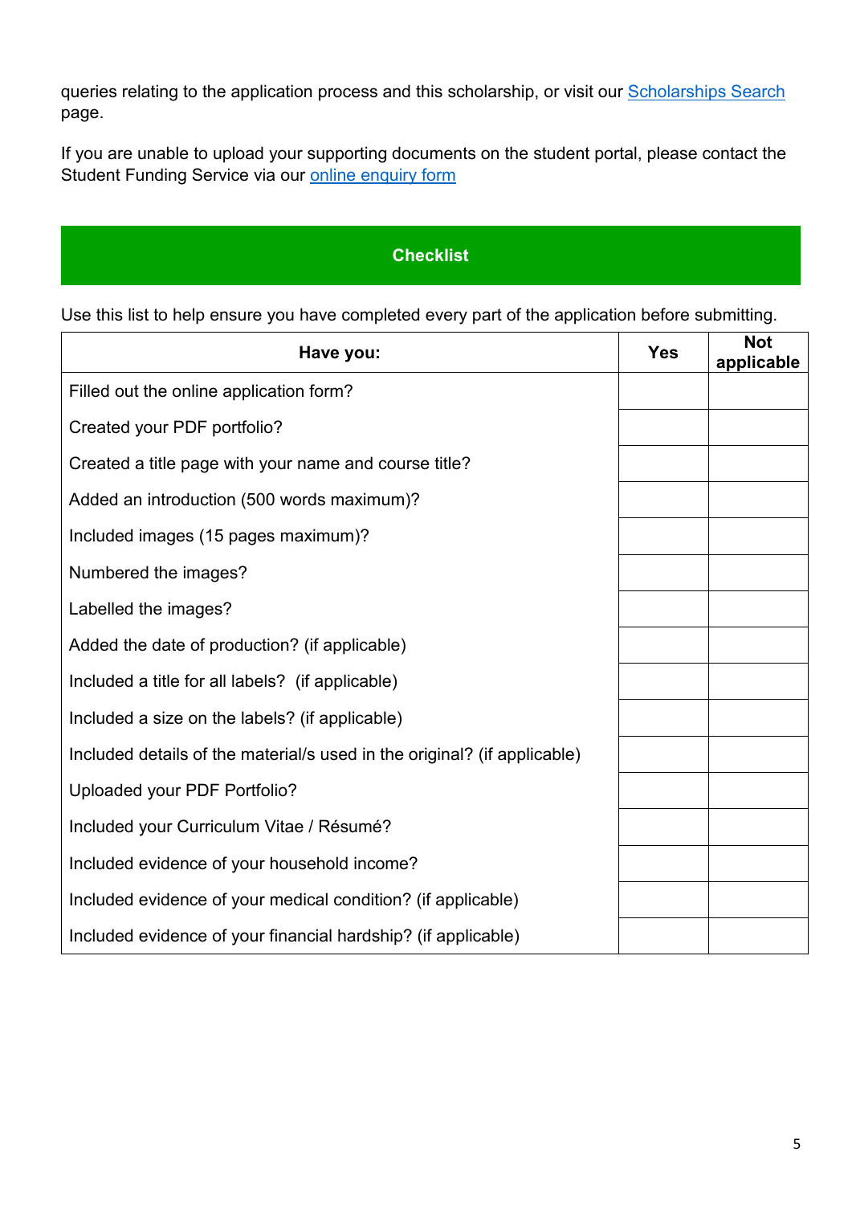queries relating to the application process and this scholarship, or visit our [Scholarships Search](#) page.

If you are unable to upload your supporting documents on the student portal, please contact the Student Funding Service via our [online enquiry form](#)

## Checklist

Use this list to help ensure you have completed every part of the application before submitting.

| Have you: | Yes | Not applicable |
|---|---|---|
| Filled out the online application form? | | |
| Created your PDF portfolio? | | |
| Created a title page with your name and course title? | | |
| Added an introduction (500 words maximum)? | | |
| Included images (15 pages maximum)? | | |
| Numbered the images? | | |
| Labelled the images? | | |
| Added the date of production? (if applicable) | | |
| Included a title for all labels? (if applicable) | | |
| Included a size on the labels? (if applicable) | | |
| Included details of the material/s used in the original? (if applicable) | | |
| Uploaded your PDF Portfolio? | | |
| Included your Curriculum Vitae / Résumé? | | |
| Included evidence of your household income? | | |
| Included evidence of your medical condition? (if applicable) | | |
| Included evidence of your financial hardship? (if applicable) | | |